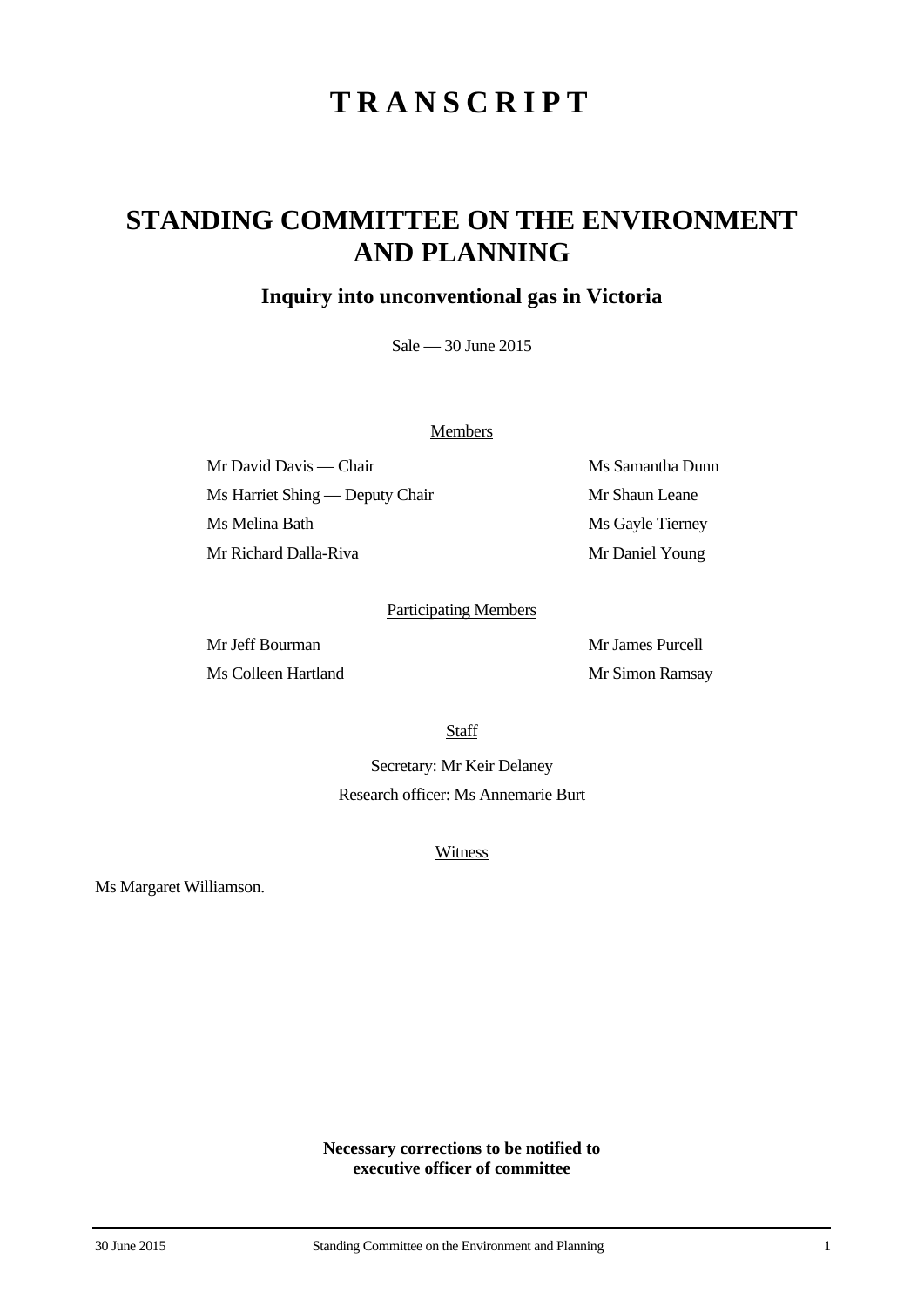# TRANSCRIPT

## STANDING COMMITTEE ON THE ENVIRONMENT AND PLANNING

### Inquiry into unconventional gas in Victoria

Sale — 30 June 2015

Members

| | |
|---|---|
| Mr David Davis — Chair | Ms Samantha Dunn |
| Ms Harriet Shing — Deputy Chair | Mr Shaun Leane |
| Ms Melina Bath | Ms Gayle Tierney |
| Mr Richard Dalla-Riva | Mr Daniel Young |

Participating Members

| | |
|---|---|
| Mr Jeff Bourman | Mr James Purcell |
| Ms Colleen Hartland | Mr Simon Ramsay |

Staff

Secretary: Mr Keir Delaney

Research officer: Ms Annemarie Burt

Witness

Ms Margaret Williamson.

**Necessary corrections to be notified to executive officer of committee**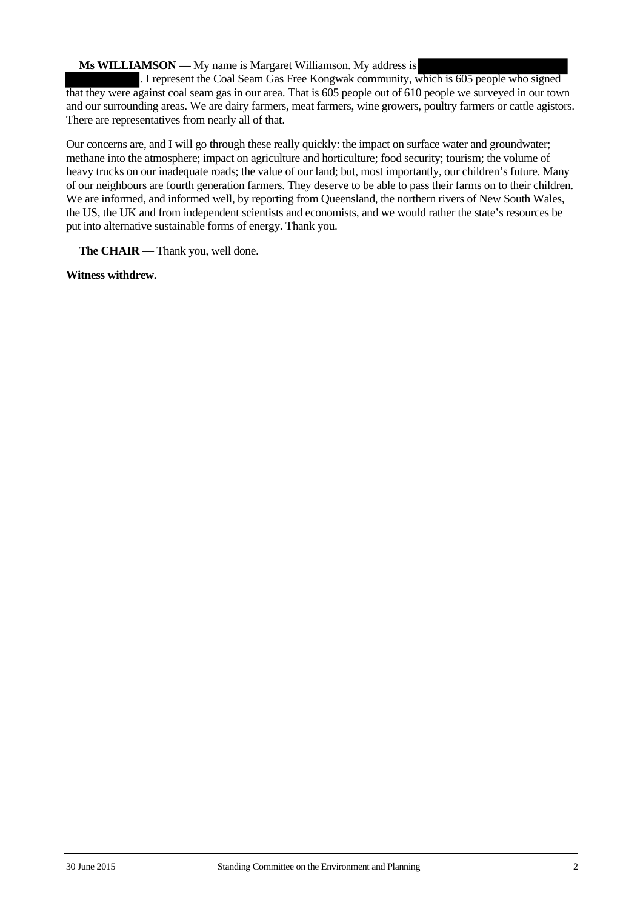**Ms WILLIAMSON** — My name is Margaret Williamson. My address is ██████████. I represent the Coal Seam Gas Free Kongwak community, which is 605 people who signed that they were against coal seam gas in our area. That is 605 people out of 610 people we surveyed in our town and our surrounding areas. We are dairy farmers, meat farmers, wine growers, poultry farmers or cattle agistors. There are representatives from nearly all of that.

Our concerns are, and I will go through these really quickly: the impact on surface water and groundwater; methane into the atmosphere; impact on agriculture and horticulture; food security; tourism; the volume of heavy trucks on our inadequate roads; the value of our land; but, most importantly, our children's future. Many of our neighbours are fourth generation farmers. They deserve to be able to pass their farms on to their children. We are informed, and informed well, by reporting from Queensland, the northern rivers of New South Wales, the US, the UK and from independent scientists and economists, and we would rather the state's resources be put into alternative sustainable forms of energy. Thank you.

**The CHAIR** — Thank you, well done.

**Witness withdrew.**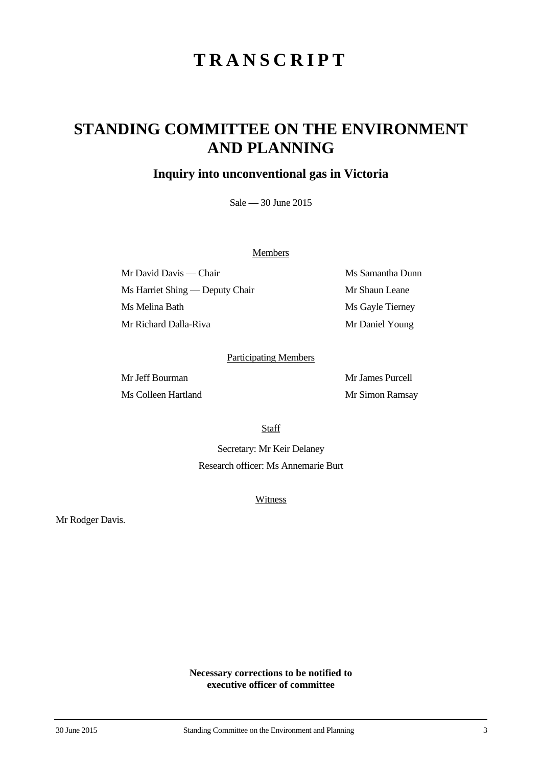# TRANSCRIPT

# STANDING COMMITTEE ON THE ENVIRONMENT AND PLANNING

## Inquiry into unconventional gas in Victoria

Sale — 30 June 2015

Members

Mr David Davis — Chair

Ms Harriet Shing — Deputy Chair

Ms Melina Bath

Mr Richard Dalla-Riva

Ms Samantha Dunn

Mr Shaun Leane

Ms Gayle Tierney

Mr Daniel Young

Participating Members

Mr Jeff Bourman

Ms Colleen Hartland

Mr James Purcell

Mr Simon Ramsay

Staff

Secretary: Mr Keir Delaney

Research officer: Ms Annemarie Burt

Witness

Mr Rodger Davis.

**Necessary corrections to be notified to executive officer of committee**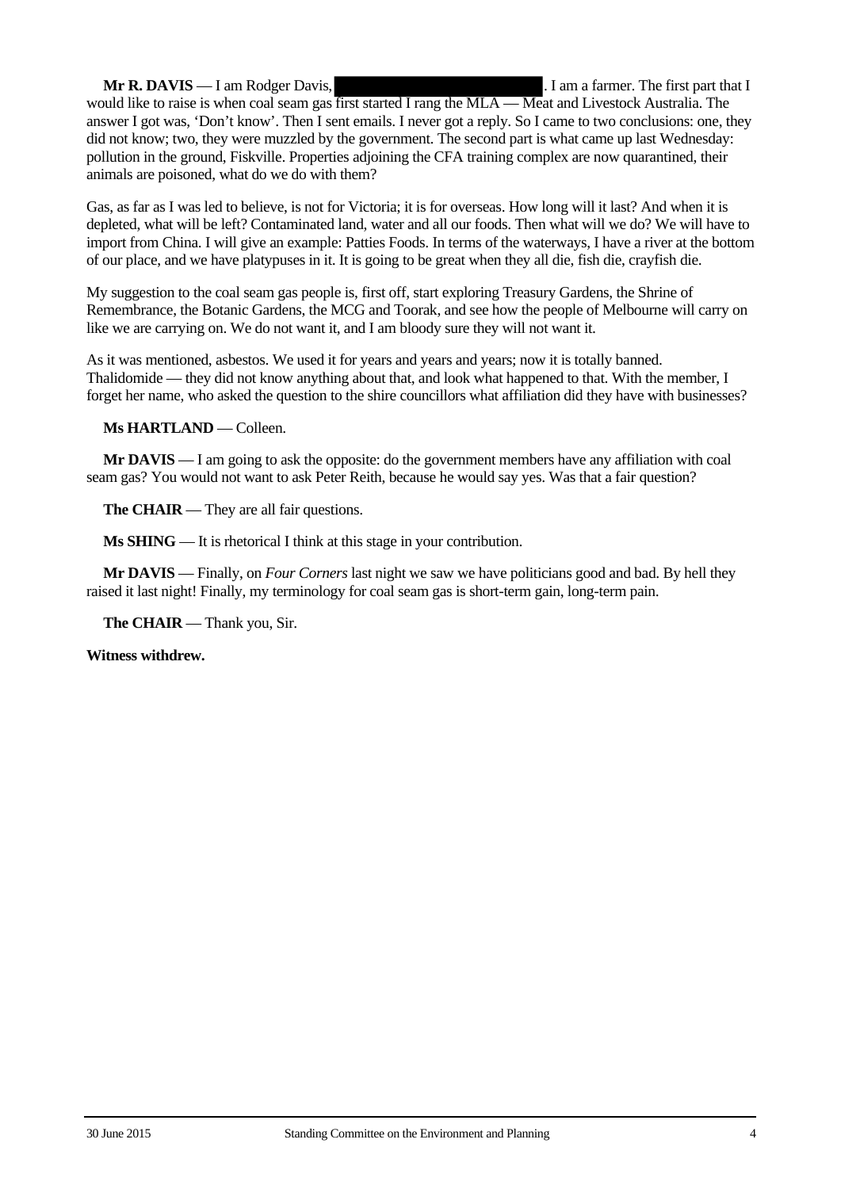**Mr R. DAVIS** — I am Rodger Davis, ████████████████████. I am a farmer. The first part that I would like to raise is when coal seam gas first started I rang the MLA — Meat and Livestock Australia. The answer I got was, 'Don't know'. Then I sent emails. I never got a reply. So I came to two conclusions: one, they did not know; two, they were muzzled by the government. The second part is what came up last Wednesday: pollution in the ground, Fiskville. Properties adjoining the CFA training complex are now quarantined, their animals are poisoned, what do we do with them?

Gas, as far as I was led to believe, is not for Victoria; it is for overseas. How long will it last? And when it is depleted, what will be left? Contaminated land, water and all our foods. Then what will we do? We will have to import from China. I will give an example: Patties Foods. In terms of the waterways, I have a river at the bottom of our place, and we have platypuses in it. It is going to be great when they all die, fish die, crayfish die.

My suggestion to the coal seam gas people is, first off, start exploring Treasury Gardens, the Shrine of Remembrance, the Botanic Gardens, the MCG and Toorak, and see how the people of Melbourne will carry on like we are carrying on. We do not want it, and I am bloody sure they will not want it.

As it was mentioned, asbestos. We used it for years and years and years; now it is totally banned. Thalidomide — they did not know anything about that, and look what happened to that. With the member, I forget her name, who asked the question to the shire councillors what affiliation did they have with businesses?

**Ms HARTLAND** — Colleen.

**Mr DAVIS** — I am going to ask the opposite: do the government members have any affiliation with coal seam gas? You would not want to ask Peter Reith, because he would say yes. Was that a fair question?

**The CHAIR** — They are all fair questions.

**Ms SHING** — It is rhetorical I think at this stage in your contribution.

**Mr DAVIS** — Finally, on *Four Corners* last night we saw we have politicians good and bad. By hell they raised it last night! Finally, my terminology for coal seam gas is short-term gain, long-term pain.

**The CHAIR** — Thank you, Sir.

**Witness withdrew.**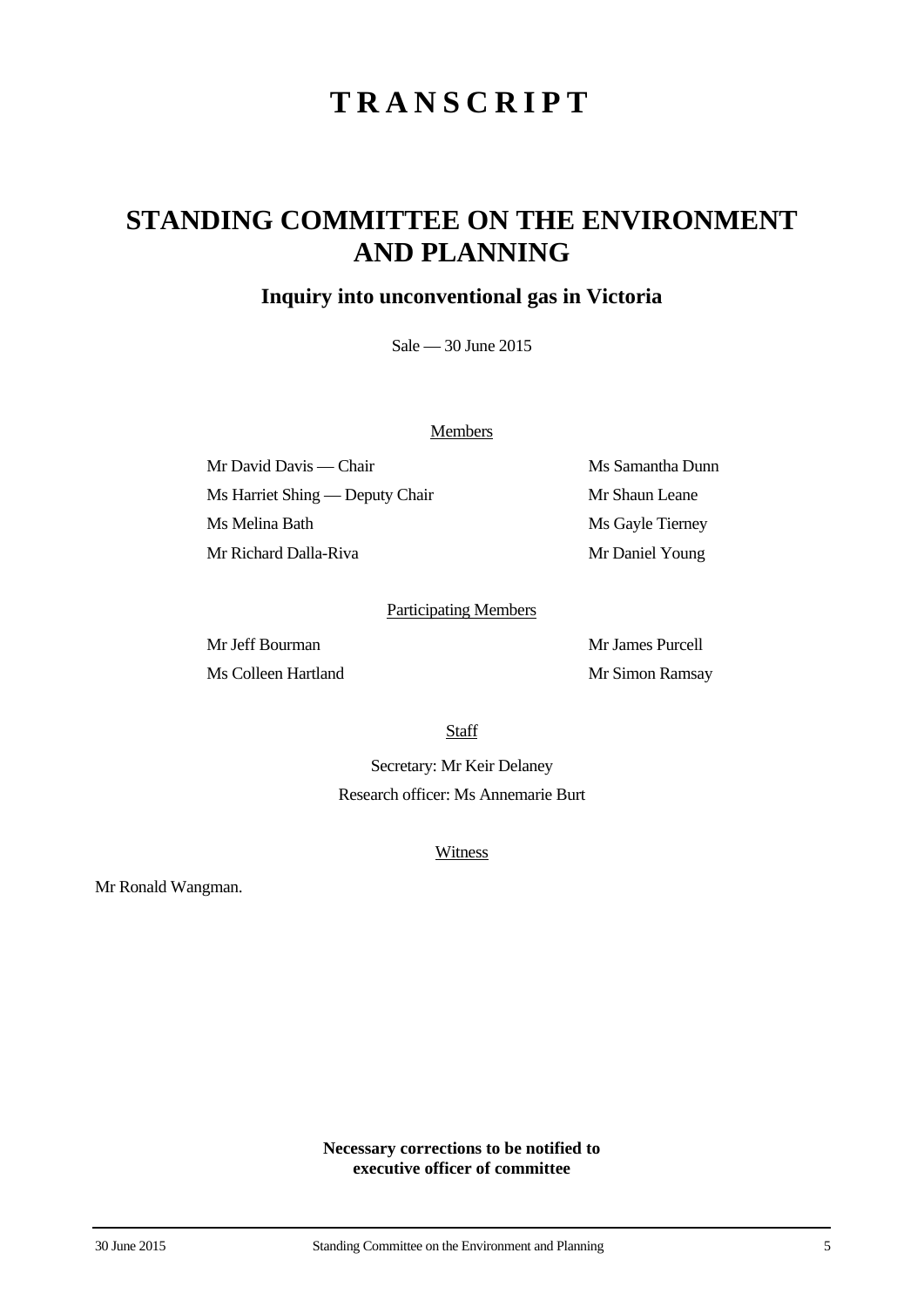# TRANSCRIPT

# STANDING COMMITTEE ON THE ENVIRONMENT AND PLANNING

## Inquiry into unconventional gas in Victoria

Sale — 30 June 2015

Members

Mr David Davis — Chair

Ms Harriet Shing — Deputy Chair

Ms Melina Bath

Mr Richard Dalla-Riva

Ms Samantha Dunn

Mr Shaun Leane

Ms Gayle Tierney

Mr Daniel Young

Participating Members

Mr Jeff Bourman

Ms Colleen Hartland

Mr James Purcell

Mr Simon Ramsay

Staff

Secretary: Mr Keir Delaney

Research officer: Ms Annemarie Burt

Witness

Mr Ronald Wangman.

**Necessary corrections to be notified to executive officer of committee**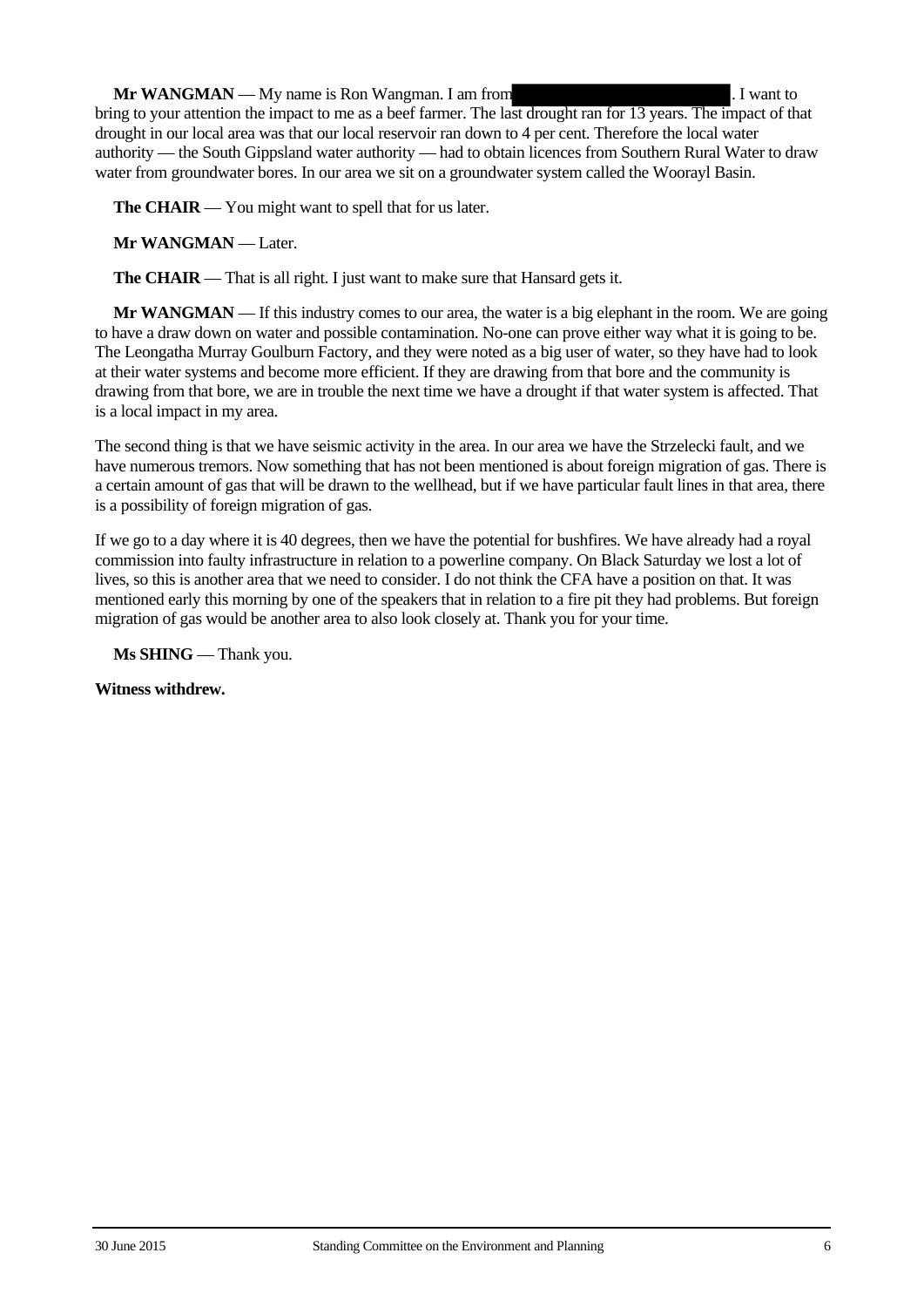**Mr WANGMAN** — My name is Ron Wangman. I am from [redacted]. I want to bring to your attention the impact to me as a beef farmer. The last drought ran for 13 years. The impact of that drought in our local area was that our local reservoir ran down to 4 per cent. Therefore the local water authority — the South Gippsland water authority — had to obtain licences from Southern Rural Water to draw water from groundwater bores. In our area we sit on a groundwater system called the Woorayl Basin.

**The CHAIR** — You might want to spell that for us later.

**Mr WANGMAN** — Later.

**The CHAIR** — That is all right. I just want to make sure that Hansard gets it.

**Mr WANGMAN** — If this industry comes to our area, the water is a big elephant in the room. We are going to have a draw down on water and possible contamination. No-one can prove either way what it is going to be. The Leongatha Murray Goulburn Factory, and they were noted as a big user of water, so they have had to look at their water systems and become more efficient. If they are drawing from that bore and the community is drawing from that bore, we are in trouble the next time we have a drought if that water system is affected. That is a local impact in my area.

The second thing is that we have seismic activity in the area. In our area we have the Strzelecki fault, and we have numerous tremors. Now something that has not been mentioned is about foreign migration of gas. There is a certain amount of gas that will be drawn to the wellhead, but if we have particular fault lines in that area, there is a possibility of foreign migration of gas.

If we go to a day where it is 40 degrees, then we have the potential for bushfires. We have already had a royal commission into faulty infrastructure in relation to a powerline company. On Black Saturday we lost a lot of lives, so this is another area that we need to consider. I do not think the CFA have a position on that. It was mentioned early this morning by one of the speakers that in relation to a fire pit they had problems. But foreign migration of gas would be another area to also look closely at. Thank you for your time.

**Ms SHING** — Thank you.

**Witness withdrew.**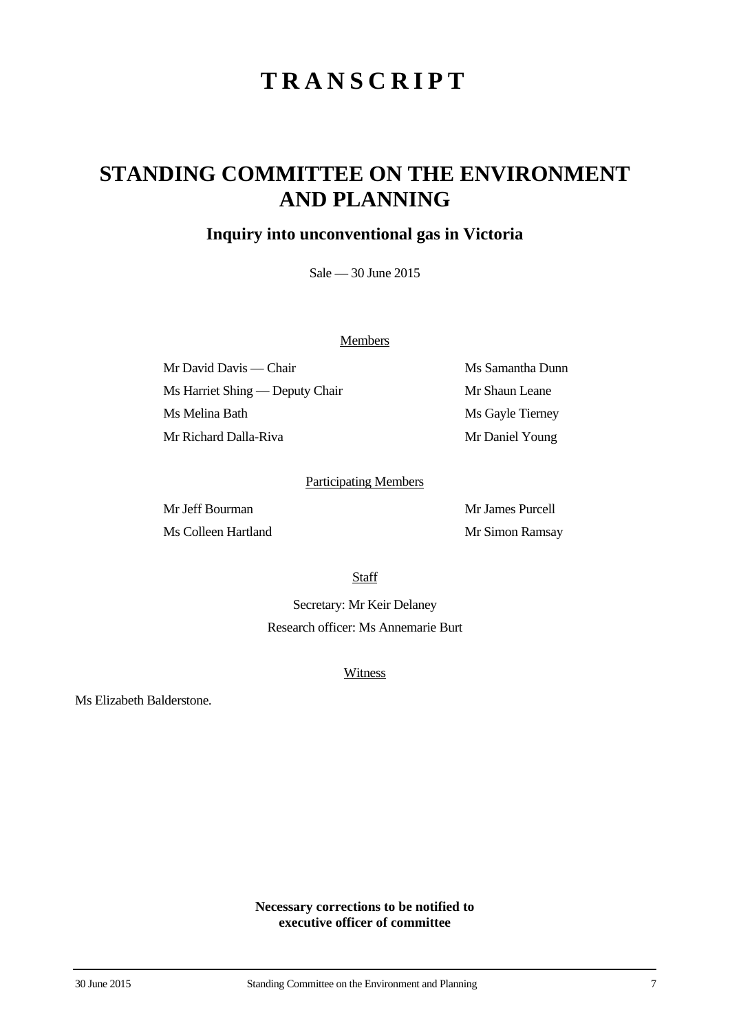# TRANSCRIPT

# STANDING COMMITTEE ON THE ENVIRONMENT AND PLANNING

## Inquiry into unconventional gas in Victoria

Sale — 30 June 2015

Members

| | |
|---|---|
| Mr David Davis — Chair | Ms Samantha Dunn |
| Ms Harriet Shing — Deputy Chair | Mr Shaun Leane |
| Ms Melina Bath | Ms Gayle Tierney |
| Mr Richard Dalla-Riva | Mr Daniel Young |

Participating Members

| | |
|---|---|
| Mr Jeff Bourman | Mr James Purcell |
| Ms Colleen Hartland | Mr Simon Ramsay |

Staff

Secretary: Mr Keir Delaney

Research officer: Ms Annemarie Burt

Witness

Ms Elizabeth Balderstone.

**Necessary corrections to be notified to executive officer of committee**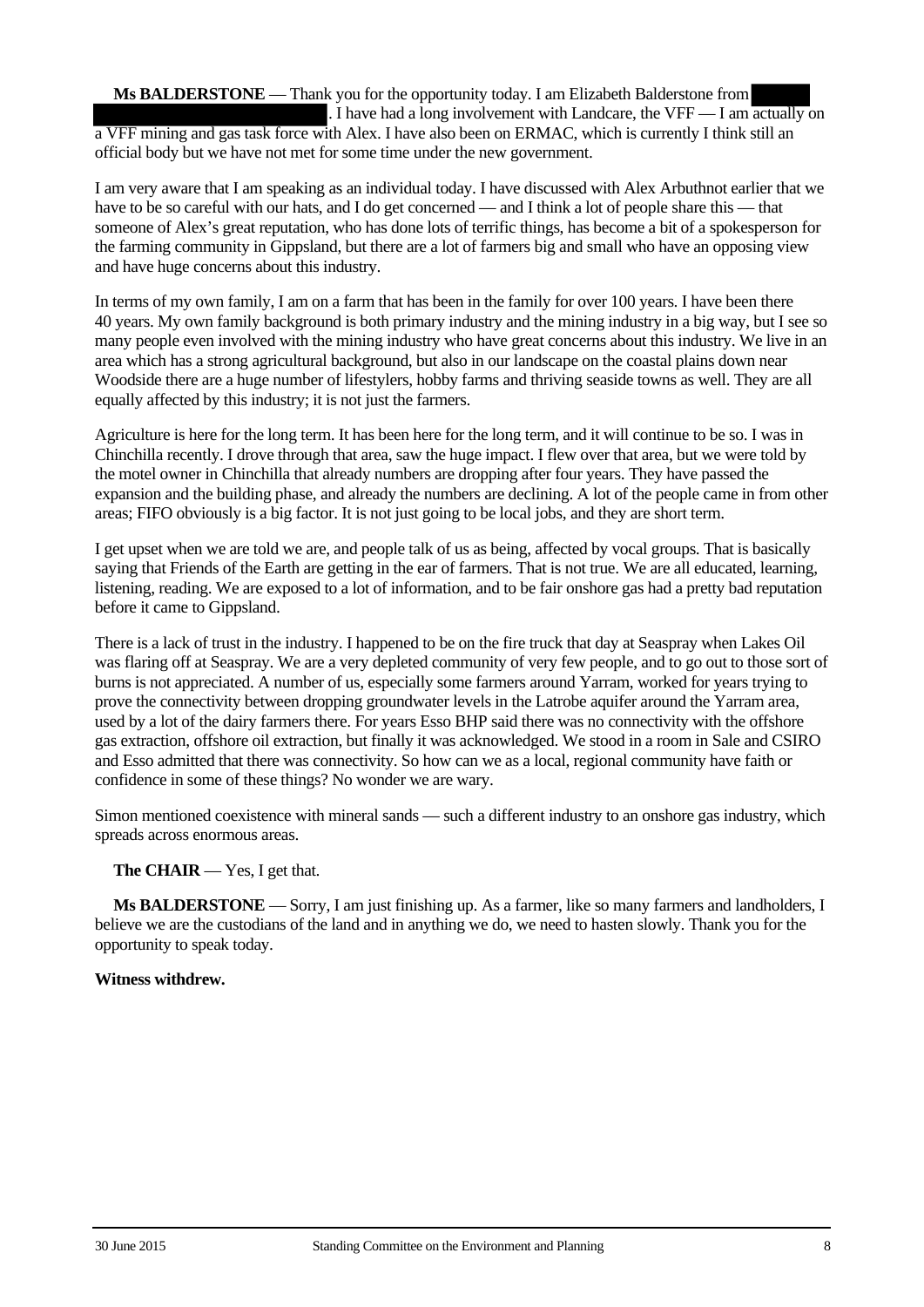**Ms BALDERSTONE** — Thank you for the opportunity today. I am Elizabeth Balderstone from . I have had a long involvement with Landcare, the VFF — I am actually on a VFF mining and gas task force with Alex. I have also been on ERMAC, which is currently I think still an official body but we have not met for some time under the new government.

I am very aware that I am speaking as an individual today. I have discussed with Alex Arbuthnot earlier that we have to be so careful with our hats, and I do get concerned — and I think a lot of people share this — that someone of Alex's great reputation, who has done lots of terrific things, has become a bit of a spokesperson for the farming community in Gippsland, but there are a lot of farmers big and small who have an opposing view and have huge concerns about this industry.

In terms of my own family, I am on a farm that has been in the family for over 100 years. I have been there 40 years. My own family background is both primary industry and the mining industry in a big way, but I see so many people even involved with the mining industry who have great concerns about this industry. We live in an area which has a strong agricultural background, but also in our landscape on the coastal plains down near Woodside there are a huge number of lifestylers, hobby farms and thriving seaside towns as well. They are all equally affected by this industry; it is not just the farmers.

Agriculture is here for the long term. It has been here for the long term, and it will continue to be so. I was in Chinchilla recently. I drove through that area, saw the huge impact. I flew over that area, but we were told by the motel owner in Chinchilla that already numbers are dropping after four years. They have passed the expansion and the building phase, and already the numbers are declining. A lot of the people came in from other areas; FIFO obviously is a big factor. It is not just going to be local jobs, and they are short term.

I get upset when we are told we are, and people talk of us as being, affected by vocal groups. That is basically saying that Friends of the Earth are getting in the ear of farmers. That is not true. We are all educated, learning, listening, reading. We are exposed to a lot of information, and to be fair onshore gas had a pretty bad reputation before it came to Gippsland.

There is a lack of trust in the industry. I happened to be on the fire truck that day at Seaspray when Lakes Oil was flaring off at Seaspray. We are a very depleted community of very few people, and to go out to those sort of burns is not appreciated. A number of us, especially some farmers around Yarram, worked for years trying to prove the connectivity between dropping groundwater levels in the Latrobe aquifer around the Yarram area, used by a lot of the dairy farmers there. For years Esso BHP said there was no connectivity with the offshore gas extraction, offshore oil extraction, but finally it was acknowledged. We stood in a room in Sale and CSIRO and Esso admitted that there was connectivity. So how can we as a local, regional community have faith or confidence in some of these things? No wonder we are wary.

Simon mentioned coexistence with mineral sands — such a different industry to an onshore gas industry, which spreads across enormous areas.

**The CHAIR** — Yes, I get that.

**Ms BALDERSTONE** — Sorry, I am just finishing up. As a farmer, like so many farmers and landholders, I believe we are the custodians of the land and in anything we do, we need to hasten slowly. Thank you for the opportunity to speak today.

**Witness withdrew.**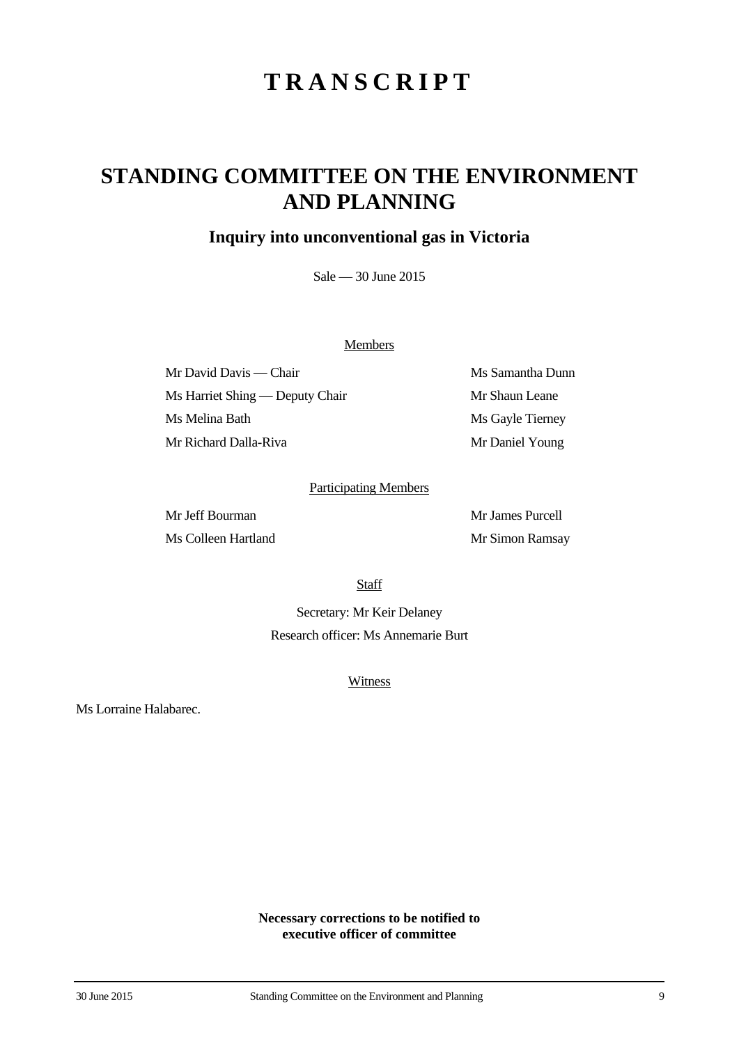# T R A N S C R I P T

# STANDING COMMITTEE ON THE ENVIRONMENT AND PLANNING

## Inquiry into unconventional gas in Victoria

Sale — 30 June 2015

Members

Mr David Davis — Chair

Ms Harriet Shing — Deputy Chair

Ms Melina Bath

Mr Richard Dalla-Riva

Ms Samantha Dunn

Mr Shaun Leane

Ms Gayle Tierney

Mr Daniel Young

Participating Members

Mr Jeff Bourman

Ms Colleen Hartland

Mr James Purcell

Mr Simon Ramsay

Staff

Secretary: Mr Keir Delaney

Research officer: Ms Annemarie Burt

Witness

Ms Lorraine Halabarec.

**Necessary corrections to be notified to executive officer of committee**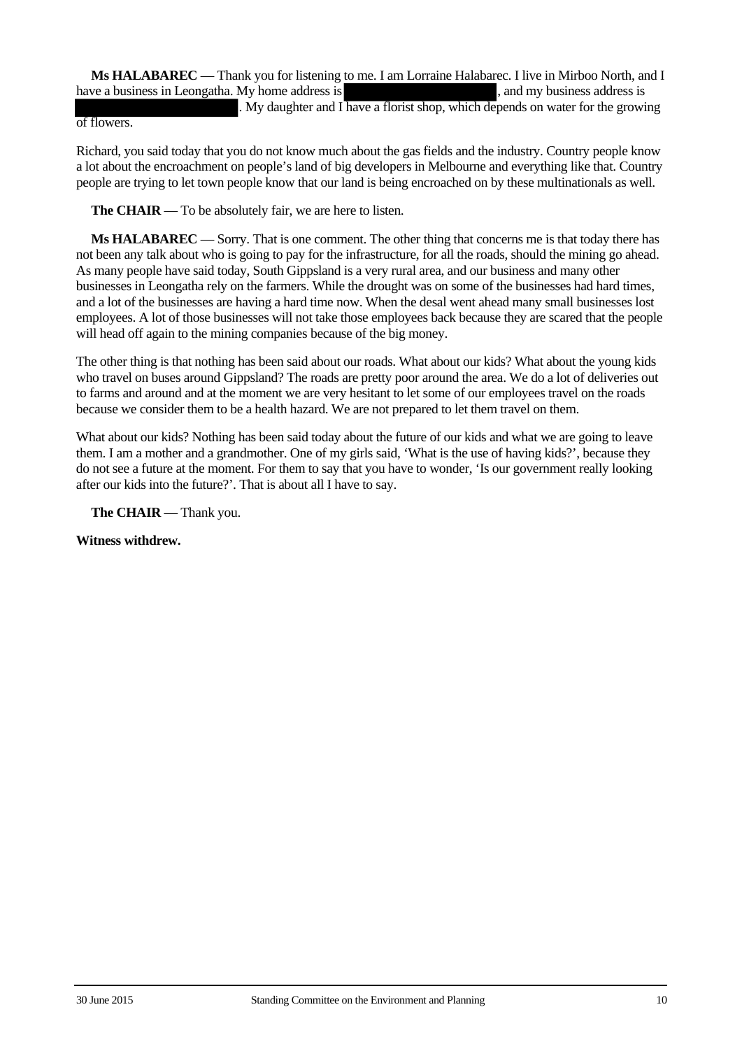**Ms HALABAREC** — Thank you for listening to me. I am Lorraine Halabarec. I live in Mirboo North, and I have a business in Leongatha. My home address is [redacted], and my business address is [redacted]. My daughter and I have a florist shop, which depends on water for the growing of flowers.

Richard, you said today that you do not know much about the gas fields and the industry. Country people know a lot about the encroachment on people's land of big developers in Melbourne and everything like that. Country people are trying to let town people know that our land is being encroached on by these multinationals as well.

**The CHAIR** — To be absolutely fair, we are here to listen.

**Ms HALABAREC** — Sorry. That is one comment. The other thing that concerns me is that today there has not been any talk about who is going to pay for the infrastructure, for all the roads, should the mining go ahead. As many people have said today, South Gippsland is a very rural area, and our business and many other businesses in Leongatha rely on the farmers. While the drought was on some of the businesses had hard times, and a lot of the businesses are having a hard time now. When the desal went ahead many small businesses lost employees. A lot of those businesses will not take those employees back because they are scared that the people will head off again to the mining companies because of the big money.

The other thing is that nothing has been said about our roads. What about our kids? What about the young kids who travel on buses around Gippsland? The roads are pretty poor around the area. We do a lot of deliveries out to farms and around and at the moment we are very hesitant to let some of our employees travel on the roads because we consider them to be a health hazard. We are not prepared to let them travel on them.

What about our kids? Nothing has been said today about the future of our kids and what we are going to leave them. I am a mother and a grandmother. One of my girls said, 'What is the use of having kids?', because they do not see a future at the moment. For them to say that you have to wonder, 'Is our government really looking after our kids into the future?'. That is about all I have to say.

**The CHAIR** — Thank you.

**Witness withdrew.**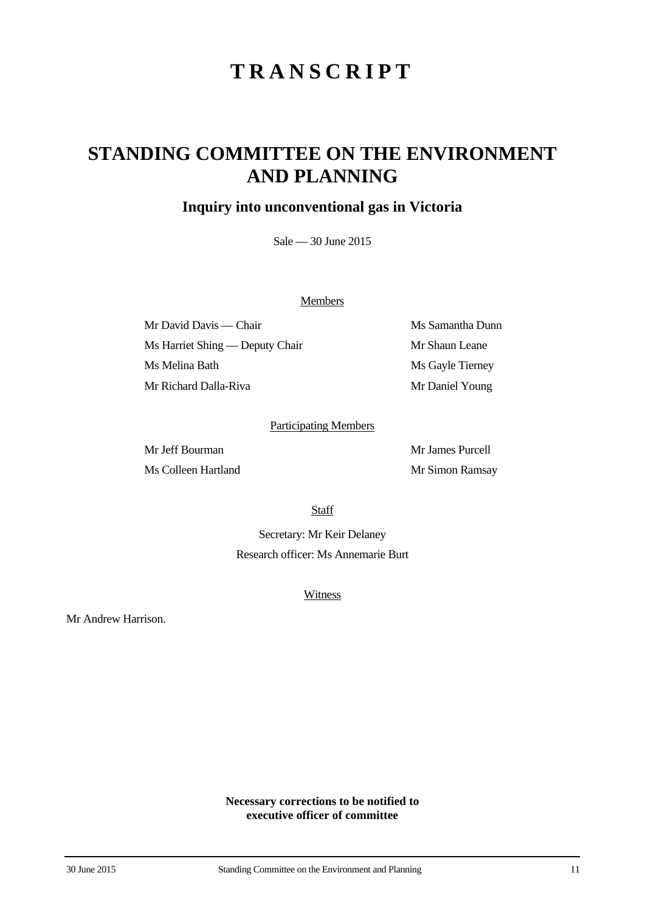# TRANSCRIPT

# STANDING COMMITTEE ON THE ENVIRONMENT AND PLANNING

## Inquiry into unconventional gas in Victoria

Sale — 30 June 2015

Members

Mr David Davis — Chair

Ms Harriet Shing — Deputy Chair

Ms Melina Bath

Mr Richard Dalla-Riva

Ms Samantha Dunn

Mr Shaun Leane

Ms Gayle Tierney

Mr Daniel Young

Participating Members

Mr Jeff Bourman

Ms Colleen Hartland

Mr James Purcell

Mr Simon Ramsay

Staff

Secretary: Mr Keir Delaney

Research officer: Ms Annemarie Burt

Witness

Mr Andrew Harrison.

**Necessary corrections to be notified to executive officer of committee**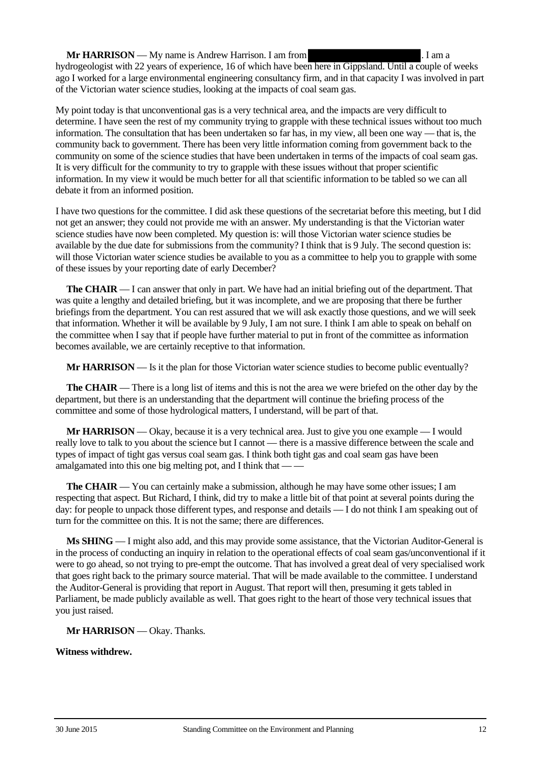**Mr HARRISON** — My name is Andrew Harrison. I am from . I am a hydrogeologist with 22 years of experience, 16 of which have been here in Gippsland. Until a couple of weeks ago I worked for a large environmental engineering consultancy firm, and in that capacity I was involved in part of the Victorian water science studies, looking at the impacts of coal seam gas.

My point today is that unconventional gas is a very technical area, and the impacts are very difficult to determine. I have seen the rest of my community trying to grapple with these technical issues without too much information. The consultation that has been undertaken so far has, in my view, all been one way — that is, the community back to government. There has been very little information coming from government back to the community on some of the science studies that have been undertaken in terms of the impacts of coal seam gas. It is very difficult for the community to try to grapple with these issues without that proper scientific information. In my view it would be much better for all that scientific information to be tabled so we can all debate it from an informed position.

I have two questions for the committee. I did ask these questions of the secretariat before this meeting, but I did not get an answer; they could not provide me with an answer. My understanding is that the Victorian water science studies have now been completed. My question is: will those Victorian water science studies be available by the due date for submissions from the community? I think that is 9 July. The second question is: will those Victorian water science studies be available to you as a committee to help you to grapple with some of these issues by your reporting date of early December?

**The CHAIR** — I can answer that only in part. We have had an initial briefing out of the department. That was quite a lengthy and detailed briefing, but it was incomplete, and we are proposing that there be further briefings from the department. You can rest assured that we will ask exactly those questions, and we will seek that information. Whether it will be available by 9 July, I am not sure. I think I am able to speak on behalf on the committee when I say that if people have further material to put in front of the committee as information becomes available, we are certainly receptive to that information.

**Mr HARRISON** — Is it the plan for those Victorian water science studies to become public eventually?

**The CHAIR** — There is a long list of items and this is not the area we were briefed on the other day by the department, but there is an understanding that the department will continue the briefing process of the committee and some of those hydrological matters, I understand, will be part of that.

**Mr HARRISON** — Okay, because it is a very technical area. Just to give you one example — I would really love to talk to you about the science but I cannot — there is a massive difference between the scale and types of impact of tight gas versus coal seam gas. I think both tight gas and coal seam gas have been amalgamated into this one big melting pot, and I think that — —

**The CHAIR** — You can certainly make a submission, although he may have some other issues; I am respecting that aspect. But Richard, I think, did try to make a little bit of that point at several points during the day: for people to unpack those different types, and response and details — I do not think I am speaking out of turn for the committee on this. It is not the same; there are differences.

**Ms SHING** — I might also add, and this may provide some assistance, that the Victorian Auditor-General is in the process of conducting an inquiry in relation to the operational effects of coal seam gas/unconventional if it were to go ahead, so not trying to pre-empt the outcome. That has involved a great deal of very specialised work that goes right back to the primary source material. That will be made available to the committee. I understand the Auditor-General is providing that report in August. That report will then, presuming it gets tabled in Parliament, be made publicly available as well. That goes right to the heart of those very technical issues that you just raised.

**Mr HARRISON** — Okay. Thanks.

**Witness withdrew.**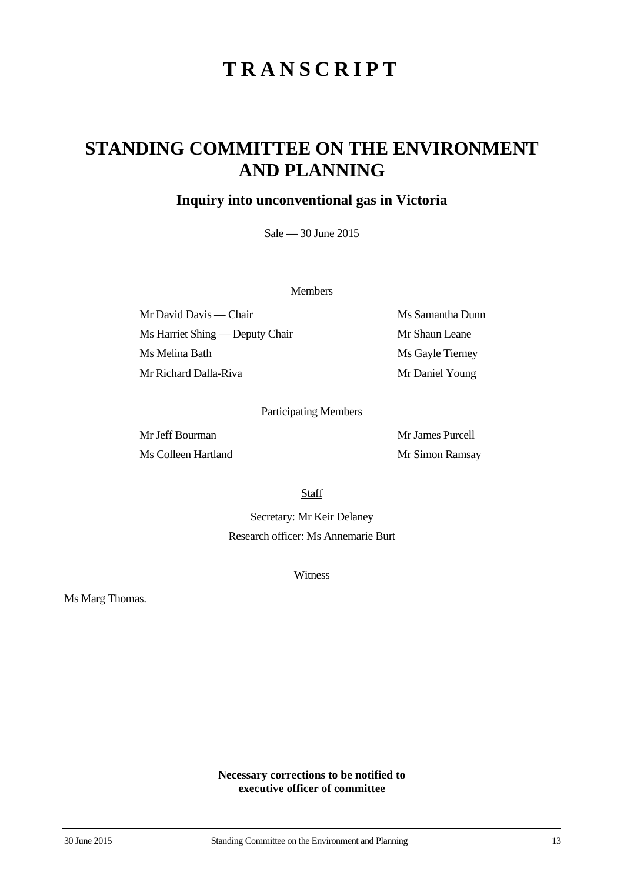# TRANSCRIPT

# STANDING COMMITTEE ON THE ENVIRONMENT AND PLANNING

## Inquiry into unconventional gas in Victoria

Sale — 30 June 2015

Members

Mr David Davis — Chair

Ms Harriet Shing — Deputy Chair

Ms Melina Bath

Mr Richard Dalla-Riva

Ms Samantha Dunn

Mr Shaun Leane

Ms Gayle Tierney

Mr Daniel Young

Participating Members

Mr Jeff Bourman

Ms Colleen Hartland

Mr James Purcell

Mr Simon Ramsay

Staff

Secretary: Mr Keir Delaney

Research officer: Ms Annemarie Burt

Witness

Ms Marg Thomas.

**Necessary corrections to be notified to executive officer of committee**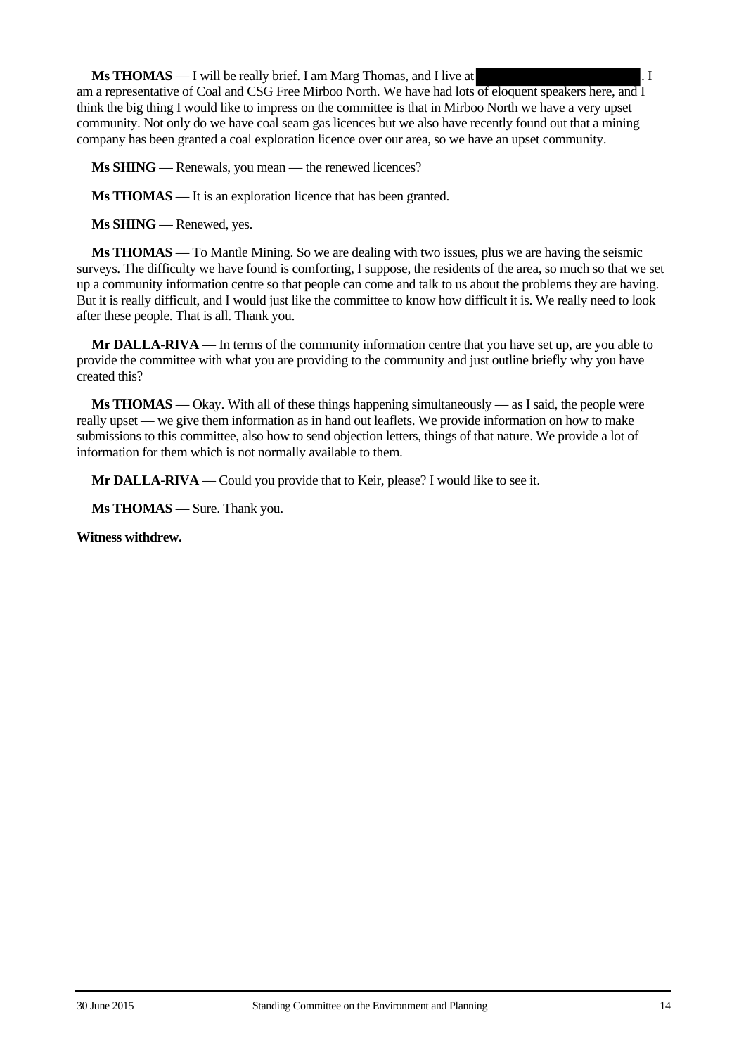**Ms THOMAS** — I will be really brief. I am Marg Thomas, and I live at . I am a representative of Coal and CSG Free Mirboo North. We have had lots of eloquent speakers here, and I think the big thing I would like to impress on the committee is that in Mirboo North we have a very upset community. Not only do we have coal seam gas licences but we also have recently found out that a mining company has been granted a coal exploration licence over our area, so we have an upset community.

**Ms SHING** — Renewals, you mean — the renewed licences?

**Ms THOMAS** — It is an exploration licence that has been granted.

**Ms SHING** — Renewed, yes.

**Ms THOMAS** — To Mantle Mining. So we are dealing with two issues, plus we are having the seismic surveys. The difficulty we have found is comforting, I suppose, the residents of the area, so much so that we set up a community information centre so that people can come and talk to us about the problems they are having. But it is really difficult, and I would just like the committee to know how difficult it is. We really need to look after these people. That is all. Thank you.

**Mr DALLA-RIVA** — In terms of the community information centre that you have set up, are you able to provide the committee with what you are providing to the community and just outline briefly why you have created this?

**Ms THOMAS** — Okay. With all of these things happening simultaneously — as I said, the people were really upset — we give them information as in hand out leaflets. We provide information on how to make submissions to this committee, also how to send objection letters, things of that nature. We provide a lot of information for them which is not normally available to them.

**Mr DALLA-RIVA** — Could you provide that to Keir, please? I would like to see it.

**Ms THOMAS** — Sure. Thank you.

**Witness withdrew.**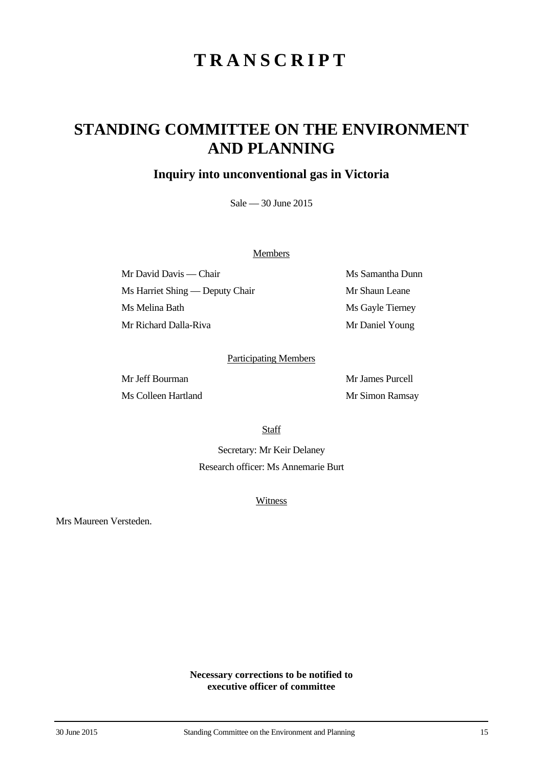# TRANSCRIPT

# STANDING COMMITTEE ON THE ENVIRONMENT AND PLANNING

## Inquiry into unconventional gas in Victoria

Sale — 30 June 2015

Members

Mr David Davis — Chair

Ms Harriet Shing — Deputy Chair

Ms Melina Bath

Mr Richard Dalla-Riva

Ms Samantha Dunn

Mr Shaun Leane

Ms Gayle Tierney

Mr Daniel Young

Participating Members

Mr Jeff Bourman

Ms Colleen Hartland

Mr James Purcell

Mr Simon Ramsay

Staff

Secretary: Mr Keir Delaney

Research officer: Ms Annemarie Burt

Witness

Mrs Maureen Versteden.

**Necessary corrections to be notified to executive officer of committee**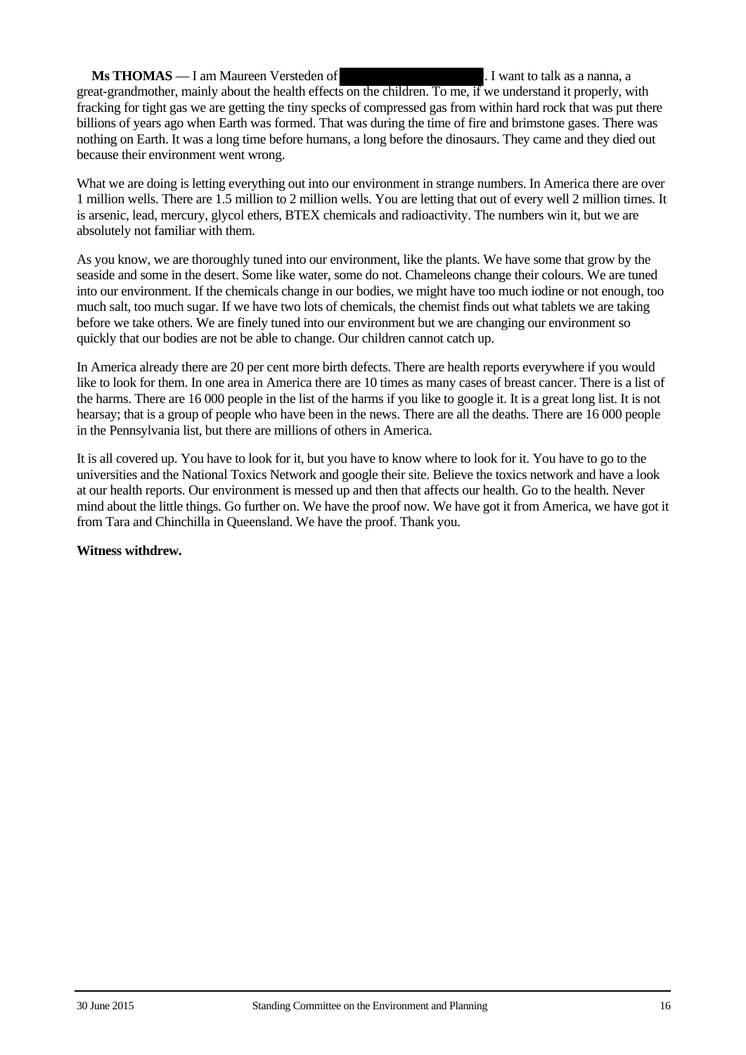**Ms THOMAS** — I am Maureen Versteden of . I want to talk as a nanna, a great-grandmother, mainly about the health effects on the children. To me, if we understand it properly, with fracking for tight gas we are getting the tiny specks of compressed gas from within hard rock that was put there billions of years ago when Earth was formed. That was during the time of fire and brimstone gases. There was nothing on Earth. It was a long time before humans, a long before the dinosaurs. They came and they died out because their environment went wrong.

What we are doing is letting everything out into our environment in strange numbers. In America there are over 1 million wells. There are 1.5 million to 2 million wells. You are letting that out of every well 2 million times. It is arsenic, lead, mercury, glycol ethers, BTEX chemicals and radioactivity. The numbers win it, but we are absolutely not familiar with them.

As you know, we are thoroughly tuned into our environment, like the plants. We have some that grow by the seaside and some in the desert. Some like water, some do not. Chameleons change their colours. We are tuned into our environment. If the chemicals change in our bodies, we might have too much iodine or not enough, too much salt, too much sugar. If we have two lots of chemicals, the chemist finds out what tablets we are taking before we take others. We are finely tuned into our environment but we are changing our environment so quickly that our bodies are not be able to change. Our children cannot catch up.

In America already there are 20 per cent more birth defects. There are health reports everywhere if you would like to look for them. In one area in America there are 10 times as many cases of breast cancer. There is a list of the harms. There are 16 000 people in the list of the harms if you like to google it. It is a great long list. It is not hearsay; that is a group of people who have been in the news. There are all the deaths. There are 16 000 people in the Pennsylvania list, but there are millions of others in America.

It is all covered up. You have to look for it, but you have to know where to look for it. You have to go to the universities and the National Toxics Network and google their site. Believe the toxics network and have a look at our health reports. Our environment is messed up and then that affects our health. Go to the health. Never mind about the little things. Go further on. We have the proof now. We have got it from America, we have got it from Tara and Chinchilla in Queensland. We have the proof. Thank you.

**Witness withdrew.**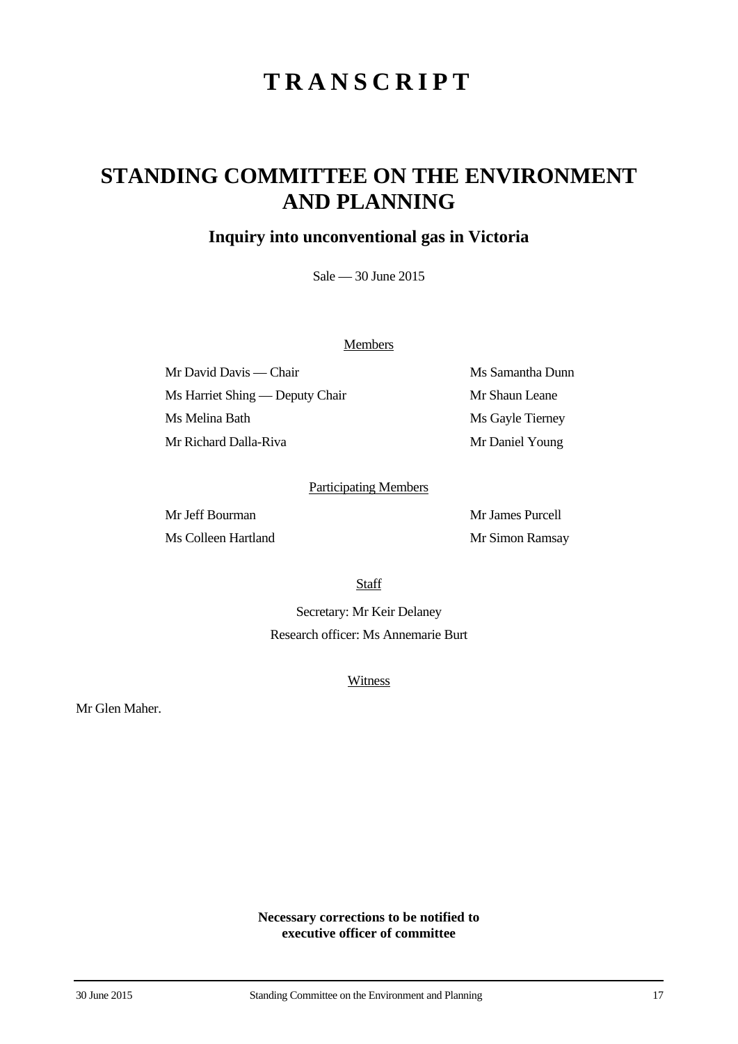# TRANSCRIPT

# STANDING COMMITTEE ON THE ENVIRONMENT AND PLANNING

## Inquiry into unconventional gas in Victoria

Sale — 30 June 2015

Members

Mr David Davis — Chair

Ms Harriet Shing — Deputy Chair

Ms Melina Bath

Mr Richard Dalla-Riva

Ms Samantha Dunn

Mr Shaun Leane

Ms Gayle Tierney

Mr Daniel Young

Participating Members

Mr Jeff Bourman

Ms Colleen Hartland

Mr James Purcell

Mr Simon Ramsay

Staff

Secretary: Mr Keir Delaney

Research officer: Ms Annemarie Burt

Witness

Mr Glen Maher.

**Necessary corrections to be notified to executive officer of committee**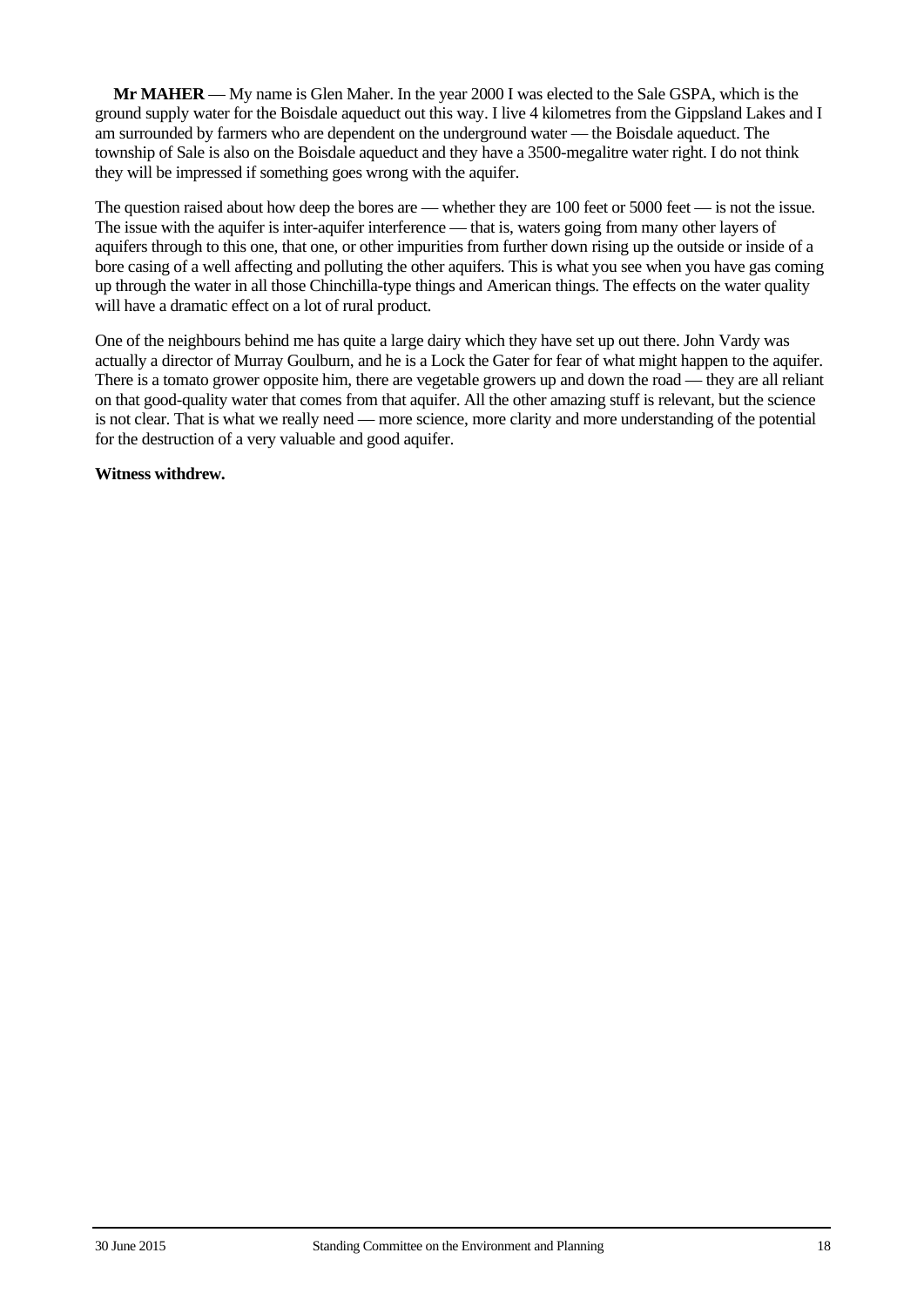**Mr MAHER** — My name is Glen Maher. In the year 2000 I was elected to the Sale GSPA, which is the ground supply water for the Boisdale aqueduct out this way. I live 4 kilometres from the Gippsland Lakes and I am surrounded by farmers who are dependent on the underground water — the Boisdale aqueduct. The township of Sale is also on the Boisdale aqueduct and they have a 3500-megalitre water right. I do not think they will be impressed if something goes wrong with the aquifer.

The question raised about how deep the bores are — whether they are 100 feet or 5000 feet — is not the issue. The issue with the aquifer is inter-aquifer interference — that is, waters going from many other layers of aquifers through to this one, that one, or other impurities from further down rising up the outside or inside of a bore casing of a well affecting and polluting the other aquifers. This is what you see when you have gas coming up through the water in all those Chinchilla-type things and American things. The effects on the water quality will have a dramatic effect on a lot of rural product.

One of the neighbours behind me has quite a large dairy which they have set up out there. John Vardy was actually a director of Murray Goulburn, and he is a Lock the Gater for fear of what might happen to the aquifer. There is a tomato grower opposite him, there are vegetable growers up and down the road — they are all reliant on that good-quality water that comes from that aquifer. All the other amazing stuff is relevant, but the science is not clear. That is what we really need — more science, more clarity and more understanding of the potential for the destruction of a very valuable and good aquifer.

**Witness withdrew.**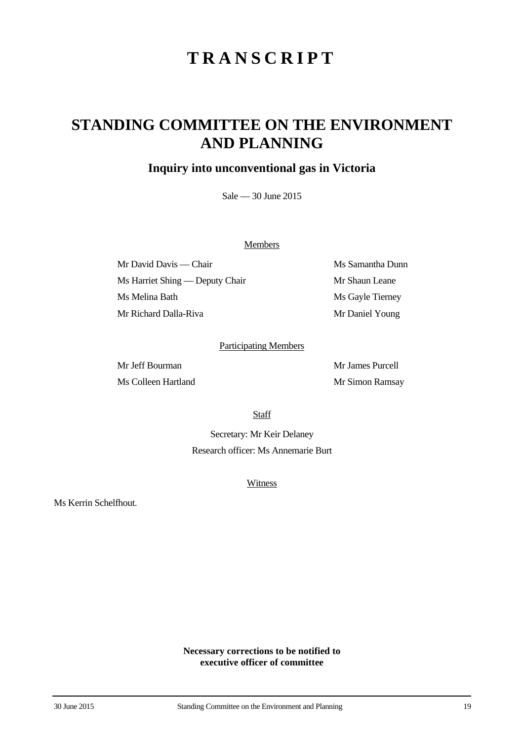# TRANSCRIPT

# STANDING COMMITTEE ON THE ENVIRONMENT AND PLANNING

## Inquiry into unconventional gas in Victoria

Sale — 30 June 2015

Members

| | |
|---|---|
| Mr David Davis — Chair | Ms Samantha Dunn |
| Ms Harriet Shing — Deputy Chair | Mr Shaun Leane |
| Ms Melina Bath | Ms Gayle Tierney |
| Mr Richard Dalla-Riva | Mr Daniel Young |

Participating Members

| | |
|---|---|
| Mr Jeff Bourman | Mr James Purcell |
| Ms Colleen Hartland | Mr Simon Ramsay |

Staff

Secretary: Mr Keir Delaney

Research officer: Ms Annemarie Burt

Witness

Ms Kerrin Schelfhout.

**Necessary corrections to be notified to executive officer of committee**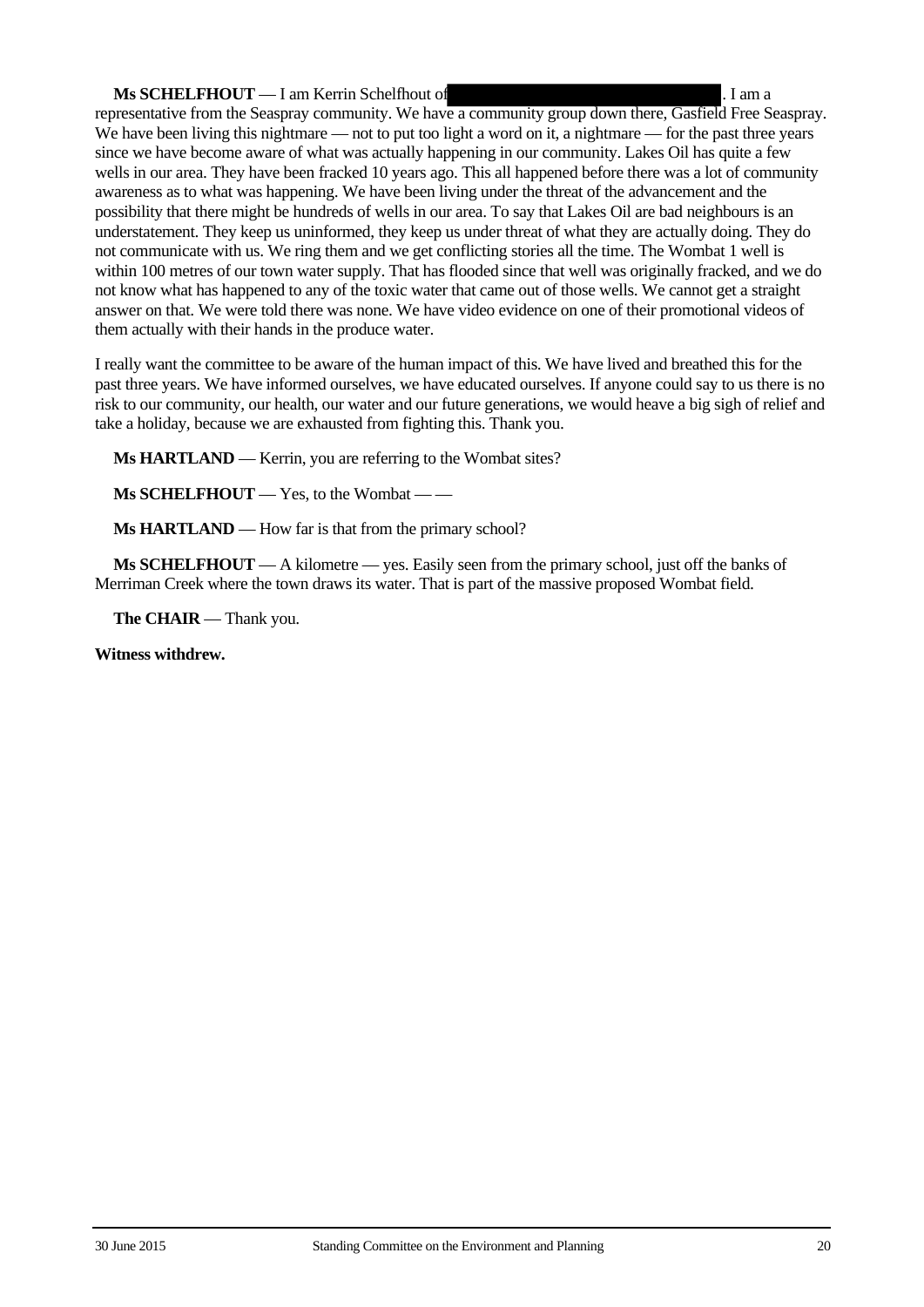**Ms SCHELFHOUT** — I am Kerrin Schelfhout of ████████████████████. I am a representative from the Seaspray community. We have a community group down there, Gasfield Free Seaspray. We have been living this nightmare — not to put too light a word on it, a nightmare — for the past three years since we have become aware of what was actually happening in our community. Lakes Oil has quite a few wells in our area. They have been fracked 10 years ago. This all happened before there was a lot of community awareness as to what was happening. We have been living under the threat of the advancement and the possibility that there might be hundreds of wells in our area. To say that Lakes Oil are bad neighbours is an understatement. They keep us uninformed, they keep us under threat of what they are actually doing. They do not communicate with us. We ring them and we get conflicting stories all the time. The Wombat 1 well is within 100 metres of our town water supply. That has flooded since that well was originally fracked, and we do not know what has happened to any of the toxic water that came out of those wells. We cannot get a straight answer on that. We were told there was none. We have video evidence on one of their promotional videos of them actually with their hands in the produce water.

I really want the committee to be aware of the human impact of this. We have lived and breathed this for the past three years. We have informed ourselves, we have educated ourselves. If anyone could say to us there is no risk to our community, our health, our water and our future generations, we would heave a big sigh of relief and take a holiday, because we are exhausted from fighting this. Thank you.

**Ms HARTLAND** — Kerrin, you are referring to the Wombat sites?

**Ms SCHELFHOUT** — Yes, to the Wombat — —

**Ms HARTLAND** — How far is that from the primary school?

**Ms SCHELFHOUT** — A kilometre — yes. Easily seen from the primary school, just off the banks of Merriman Creek where the town draws its water. That is part of the massive proposed Wombat field.

**The CHAIR** — Thank you.

**Witness withdrew.**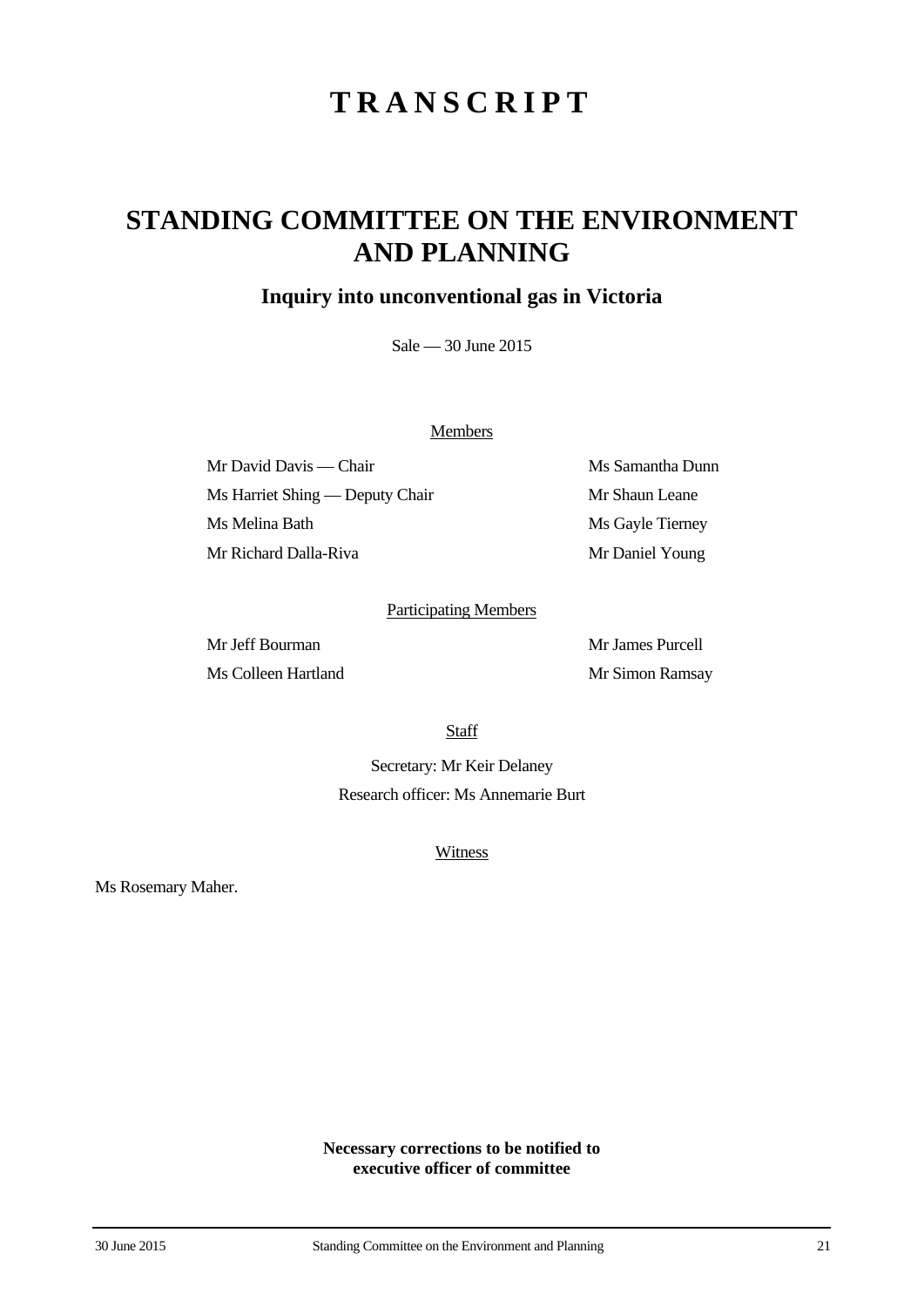# TRANSCRIPT

# STANDING COMMITTEE ON THE ENVIRONMENT AND PLANNING

## Inquiry into unconventional gas in Victoria

Sale — 30 June 2015

Members

| | |
|---|---|
| Mr David Davis — Chair | Ms Samantha Dunn |
| Ms Harriet Shing — Deputy Chair | Mr Shaun Leane |
| Ms Melina Bath | Ms Gayle Tierney |
| Mr Richard Dalla-Riva | Mr Daniel Young |

Participating Members

| | |
|---|---|
| Mr Jeff Bourman | Mr James Purcell |
| Ms Colleen Hartland | Mr Simon Ramsay |

Staff

Secretary: Mr Keir Delaney

Research officer: Ms Annemarie Burt

Witness

Ms Rosemary Maher.

**Necessary corrections to be notified to executive officer of committee**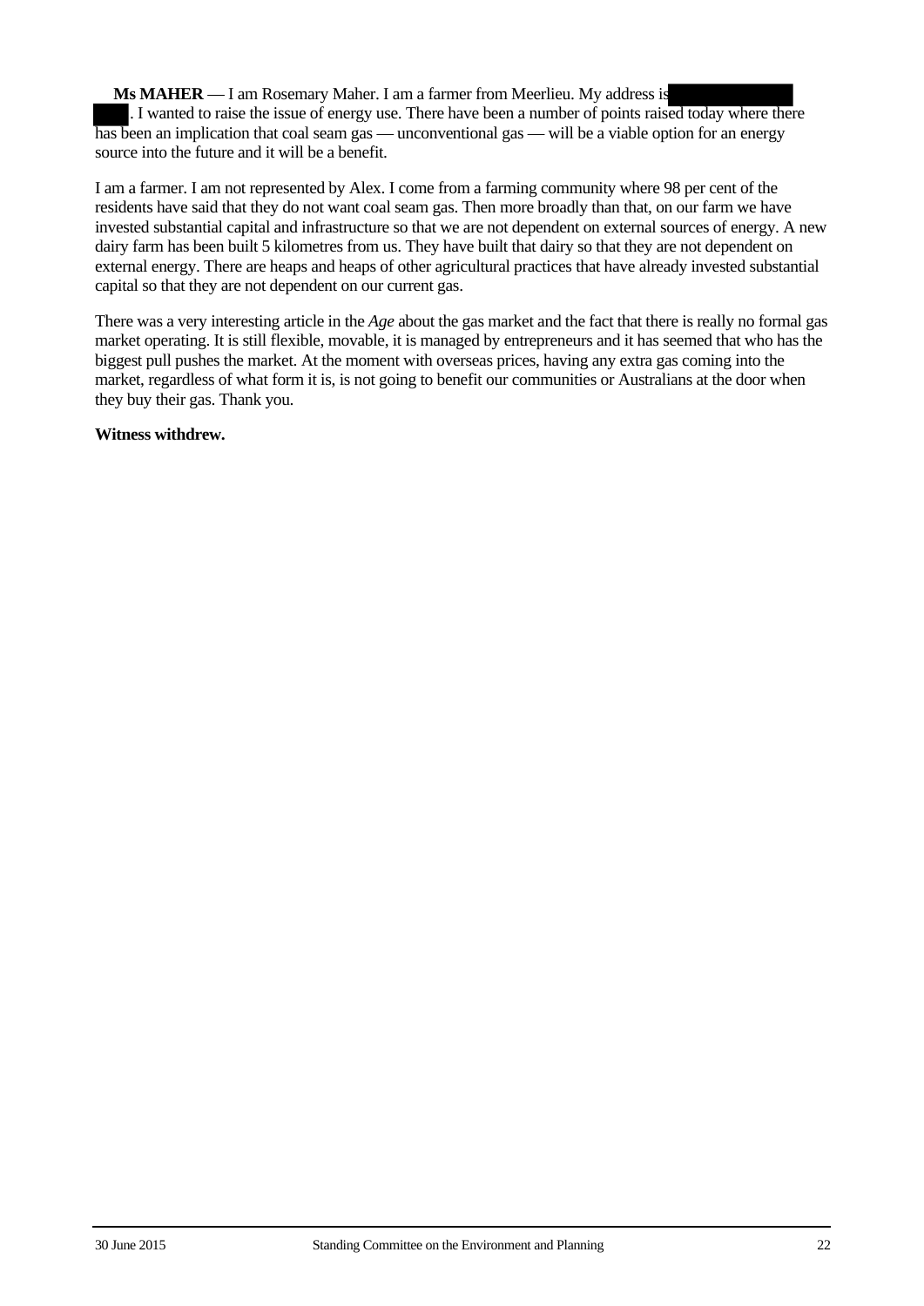**Ms MAHER** — I am Rosemary Maher. I am a farmer from Meerlieu. My address is . I wanted to raise the issue of energy use. There have been a number of points raised today where there has been an implication that coal seam gas — unconventional gas — will be a viable option for an energy source into the future and it will be a benefit.

I am a farmer. I am not represented by Alex. I come from a farming community where 98 per cent of the residents have said that they do not want coal seam gas. Then more broadly than that, on our farm we have invested substantial capital and infrastructure so that we are not dependent on external sources of energy. A new dairy farm has been built 5 kilometres from us. They have built that dairy so that they are not dependent on external energy. There are heaps and heaps of other agricultural practices that have already invested substantial capital so that they are not dependent on our current gas.

There was a very interesting article in the *Age* about the gas market and the fact that there is really no formal gas market operating. It is still flexible, movable, it is managed by entrepreneurs and it has seemed that who has the biggest pull pushes the market. At the moment with overseas prices, having any extra gas coming into the market, regardless of what form it is, is not going to benefit our communities or Australians at the door when they buy their gas. Thank you.

**Witness withdrew.**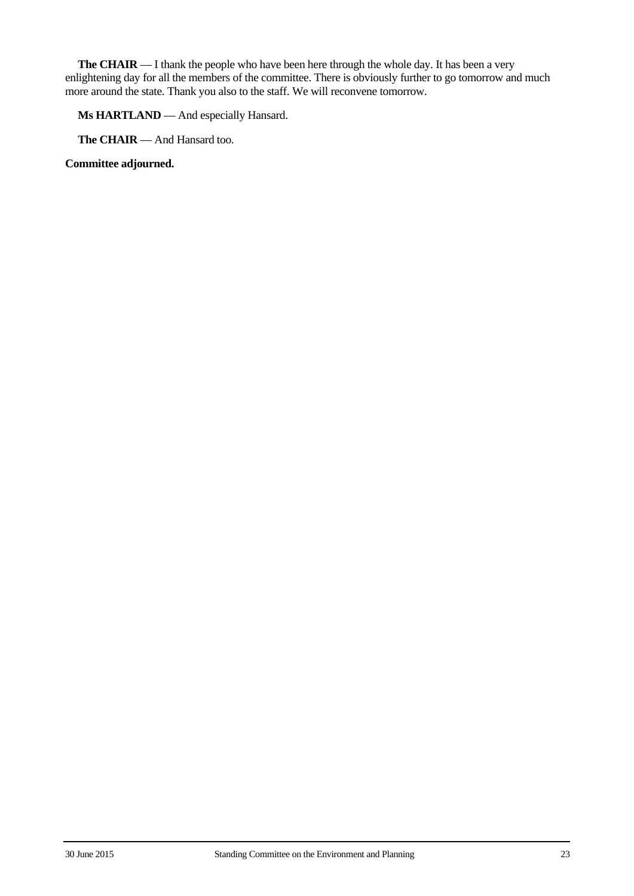**The CHAIR** — I thank the people who have been here through the whole day. It has been a very enlightening day for all the members of the committee. There is obviously further to go tomorrow and much more around the state. Thank you also to the staff. We will reconvene tomorrow.

**Ms HARTLAND** — And especially Hansard.

**The CHAIR** — And Hansard too.

**Committee adjourned.**